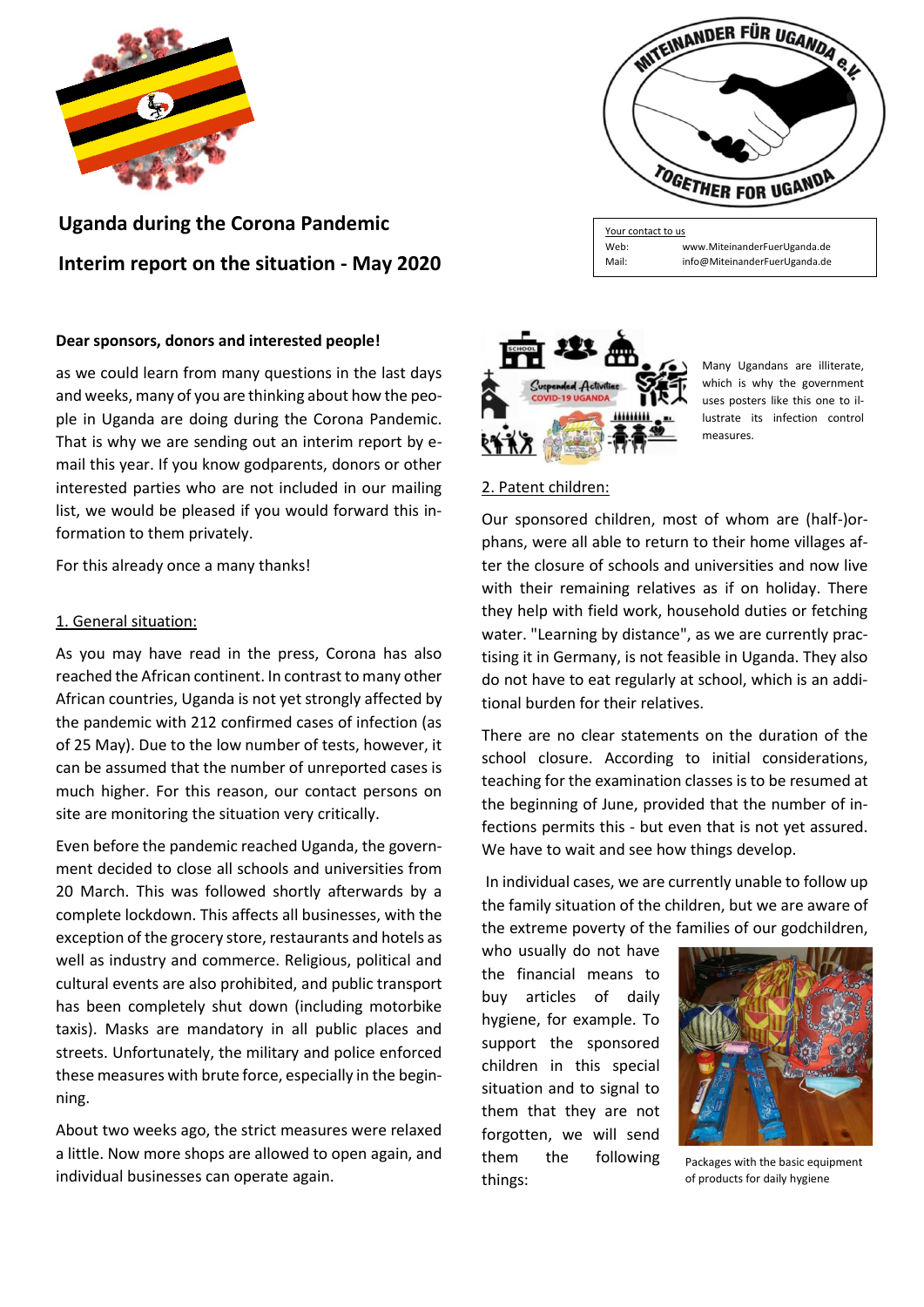# Uganda during the Corona Pandemic

## Interim report on the situation - May 2020

Your contact to us
Web: www.MiteinanderFuerUganda.de
Mail: info@MiteinanderFuerUganda.de

**Dear sponsors, donors and interested people!**

as we could learn from many questions in the last days and weeks, many of you are thinking about how the people in Uganda are doing during the Corona Pandemic. That is why we are sending out an interim report by e-mail this year. If you know godparents, donors or other interested parties who are not included in our mailing list, we would be pleased if you would forward this information to them privately.

For this already once a many thanks!

### 1. General situation:

As you may have read in the press, Corona has also reached the African continent. In contrast to many other African countries, Uganda is not yet strongly affected by the pandemic with 212 confirmed cases of infection (as of 25 May). Due to the low number of tests, however, it can be assumed that the number of unreported cases is much higher. For this reason, our contact persons on site are monitoring the situation very critically.

Even before the pandemic reached Uganda, the government decided to close all schools and universities from 20 March. This was followed shortly afterwards by a complete lockdown. This affects all businesses, with the exception of the grocery store, restaurants and hotels as well as industry and commerce. Religious, political and cultural events are also prohibited, and public transport has been completely shut down (including motorbike taxis). Masks are mandatory in all public places and streets. Unfortunately, the military and police enforced these measures with brute force, especially in the beginning.

About two weeks ago, the strict measures were relaxed a little. Now more shops are allowed to open again, and individual businesses can operate again.

Many Ugandans are illiterate, which is why the government uses posters like this one to illustrate its infection control measures.

### 2. Patent children:

Our sponsored children, most of whom are (half-)orphans, were all able to return to their home villages after the closure of schools and universities and now live with their remaining relatives as if on holiday. There they help with field work, household duties or fetching water. "Learning by distance", as we are currently practising it in Germany, is not feasible in Uganda. They also do not have to eat regularly at school, which is an additional burden for their relatives.

There are no clear statements on the duration of the school closure. According to initial considerations, teaching for the examination classes is to be resumed at the beginning of June, provided that the number of infections permits this - but even that is not yet assured. We have to wait and see how things develop.

In individual cases, we are currently unable to follow up the family situation of the children, but we are aware of the extreme poverty of the families of our godchildren, who usually do not have the financial means to buy articles of daily hygiene, for example. To support the sponsored children in this special situation and to signal to them that they are not forgotten, we will send them the following things:

Packages with the basic equipment of products for daily hygiene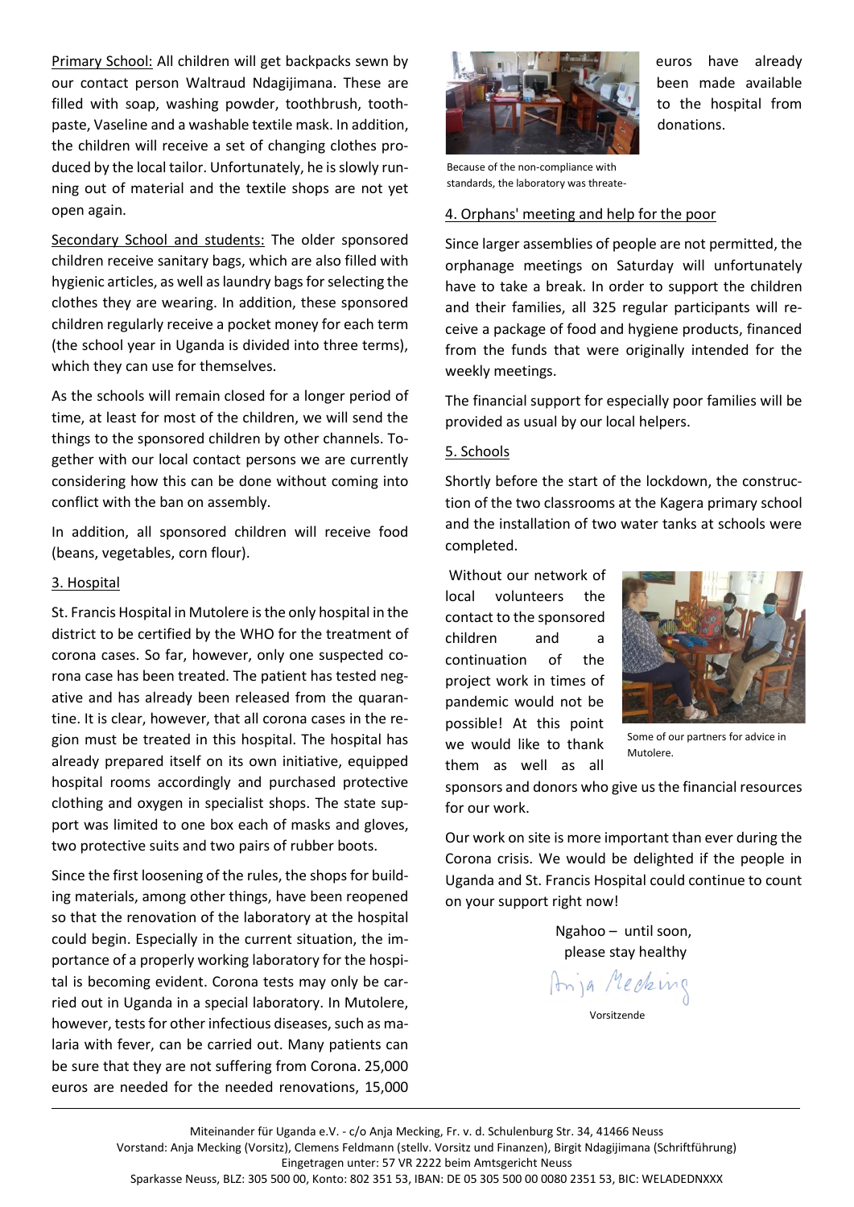Primary School: All children will get backpacks sewn by our contact person Waltraud Ndagijimana. These are filled with soap, washing powder, toothbrush, toothpaste, Vaseline and a washable textile mask. In addition, the children will receive a set of changing clothes produced by the local tailor. Unfortunately, he is slowly running out of material and the textile shops are not yet open again.

Secondary School and students: The older sponsored children receive sanitary bags, which are also filled with hygienic articles, as well as laundry bags for selecting the clothes they are wearing. In addition, these sponsored children regularly receive a pocket money for each term (the school year in Uganda is divided into three terms), which they can use for themselves.

As the schools will remain closed for a longer period of time, at least for most of the children, we will send the things to the sponsored children by other channels. Together with our local contact persons we are currently considering how this can be done without coming into conflict with the ban on assembly.

In addition, all sponsored children will receive food (beans, vegetables, corn flour).

## 3. Hospital

St. Francis Hospital in Mutolere is the only hospital in the district to be certified by the WHO for the treatment of corona cases. So far, however, only one suspected corona case has been treated. The patient has tested negative and has already been released from the quarantine. It is clear, however, that all corona cases in the region must be treated in this hospital. The hospital has already prepared itself on its own initiative, equipped hospital rooms accordingly and purchased protective clothing and oxygen in specialist shops. The state support was limited to one box each of masks and gloves, two protective suits and two pairs of rubber boots.

Since the first loosening of the rules, the shops for building materials, among other things, have been reopened so that the renovation of the laboratory at the hospital could begin. Especially in the current situation, the importance of a properly working laboratory for the hospital is becoming evident. Corona tests may only be carried out in Uganda in a special laboratory. In Mutolere, however, tests for other infectious diseases, such as malaria with fever, can be carried out. Many patients can be sure that they are not suffering from Corona. 25,000 euros are needed for the needed renovations, 15,000 euros have already been made available to the hospital from donations.

Because of the non-compliance with standards, the laboratory was threate-

## 4. Orphans' meeting and help for the poor

Since larger assemblies of people are not permitted, the orphanage meetings on Saturday will unfortunately have to take a break. In order to support the children and their families, all 325 regular participants will receive a package of food and hygiene products, financed from the funds that were originally intended for the weekly meetings.

The financial support for especially poor families will be provided as usual by our local helpers.

## 5. Schools

Shortly before the start of the lockdown, the construction of the two classrooms at the Kagera primary school and the installation of two water tanks at schools were completed.

Without our network of local volunteers the contact to the sponsored children and a continuation of the project work in times of pandemic would not be possible! At this point we would like to thank them as well as all sponsors and donors who give us the financial resources for our work.

Some of our partners for advice in Mutolere.

Our work on site is more important than ever during the Corona crisis. We would be delighted if the people in Uganda and St. Francis Hospital could continue to count on your support right now!

Ngahoo – until soon,
please stay healthy

Anja Mecking

Vorsitzende

Miteinander für Uganda e.V. - c/o Anja Mecking, Fr. v. d. Schulenburg Str. 34, 41466 Neuss
Vorstand: Anja Mecking (Vorsitz), Clemens Feldmann (stellv. Vorsitz und Finanzen), Birgit Ndagijimana (Schriftführung)
Eingetragen unter: 57 VR 2222 beim Amtsgericht Neuss
Sparkasse Neuss, BLZ: 305 500 00, Konto: 802 351 53, IBAN: DE 05 305 500 00 0080 2351 53, BIC: WELADEDNXXX